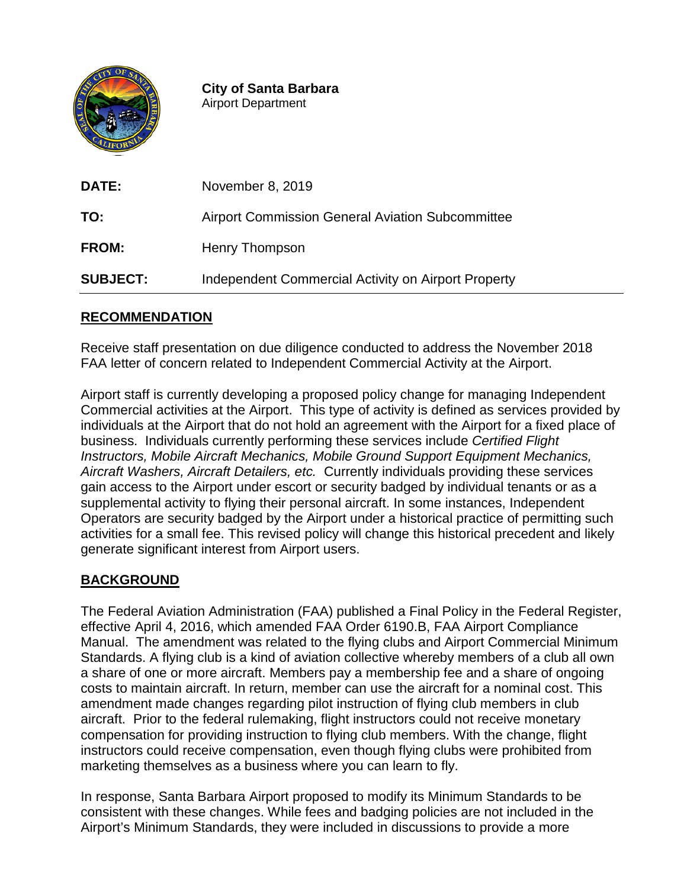**City of Santa Barbara**
Airport Department

**DATE:** November 8, 2019

**TO:** Airport Commission General Aviation Subcommittee

**FROM:** Henry Thompson

**SUBJECT:** Independent Commercial Activity on Airport Property

---

## RECOMMENDATION

Receive staff presentation on due diligence conducted to address the November 2018 FAA letter of concern related to Independent Commercial Activity at the Airport.

Airport staff is currently developing a proposed policy change for managing Independent Commercial activities at the Airport. This type of activity is defined as services provided by individuals at the Airport that do not hold an agreement with the Airport for a fixed place of business. Individuals currently performing these services include *Certified Flight Instructors, Mobile Aircraft Mechanics, Mobile Ground Support Equipment Mechanics, Aircraft Washers, Aircraft Detailers, etc.* Currently individuals providing these services gain access to the Airport under escort or security badged by individual tenants or as a supplemental activity to flying their personal aircraft. In some instances, Independent Operators are security badged by the Airport under a historical practice of permitting such activities for a small fee. This revised policy will change this historical precedent and likely generate significant interest from Airport users.

## BACKGROUND

The Federal Aviation Administration (FAA) published a Final Policy in the Federal Register, effective April 4, 2016, which amended FAA Order 6190.B, FAA Airport Compliance Manual. The amendment was related to the flying clubs and Airport Commercial Minimum Standards. A flying club is a kind of aviation collective whereby members of a club all own a share of one or more aircraft. Members pay a membership fee and a share of ongoing costs to maintain aircraft. In return, member can use the aircraft for a nominal cost. This amendment made changes regarding pilot instruction of flying club members in club aircraft. Prior to the federal rulemaking, flight instructors could not receive monetary compensation for providing instruction to flying club members. With the change, flight instructors could receive compensation, even though flying clubs were prohibited from marketing themselves as a business where you can learn to fly.

In response, Santa Barbara Airport proposed to modify its Minimum Standards to be consistent with these changes. While fees and badging policies are not included in the Airport's Minimum Standards, they were included in discussions to provide a more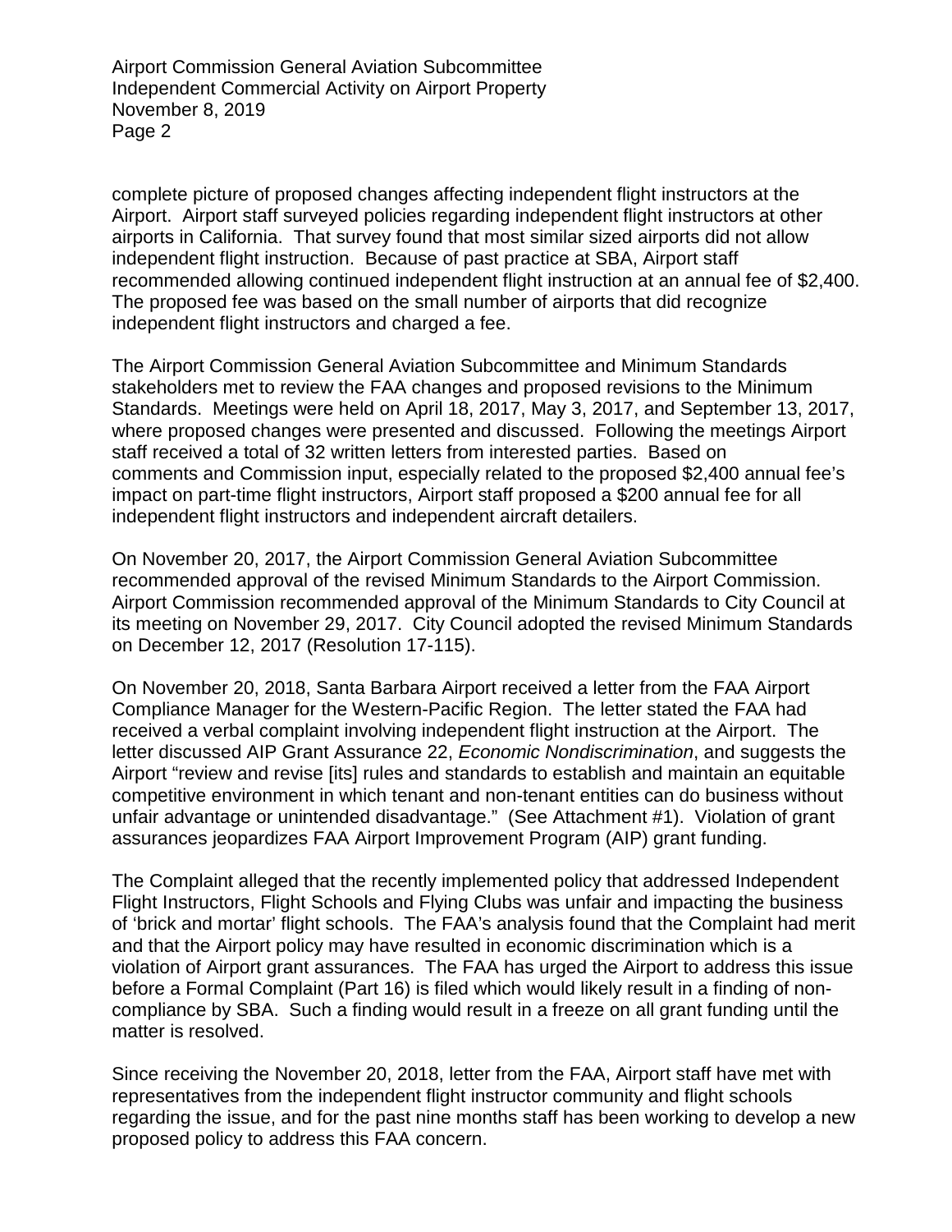complete picture of proposed changes affecting independent flight instructors at the Airport. Airport staff surveyed policies regarding independent flight instructors at other airports in California. That survey found that most similar sized airports did not allow independent flight instruction. Because of past practice at SBA, Airport staff recommended allowing continued independent flight instruction at an annual fee of $2,400. The proposed fee was based on the small number of airports that did recognize independent flight instructors and charged a fee.

The Airport Commission General Aviation Subcommittee and Minimum Standards stakeholders met to review the FAA changes and proposed revisions to the Minimum Standards. Meetings were held on April 18, 2017, May 3, 2017, and September 13, 2017, where proposed changes were presented and discussed. Following the meetings Airport staff received a total of 32 written letters from interested parties. Based on comments and Commission input, especially related to the proposed $2,400 annual fee's impact on part-time flight instructors, Airport staff proposed a $200 annual fee for all independent flight instructors and independent aircraft detailers.

On November 20, 2017, the Airport Commission General Aviation Subcommittee recommended approval of the revised Minimum Standards to the Airport Commission. Airport Commission recommended approval of the Minimum Standards to City Council at its meeting on November 29, 2017. City Council adopted the revised Minimum Standards on December 12, 2017 (Resolution 17-115).

On November 20, 2018, Santa Barbara Airport received a letter from the FAA Airport Compliance Manager for the Western-Pacific Region. The letter stated the FAA had received a verbal complaint involving independent flight instruction at the Airport. The letter discussed AIP Grant Assurance 22, *Economic Nondiscrimination*, and suggests the Airport "review and revise [its] rules and standards to establish and maintain an equitable competitive environment in which tenant and non-tenant entities can do business without unfair advantage or unintended disadvantage." (See Attachment #1). Violation of grant assurances jeopardizes FAA Airport Improvement Program (AIP) grant funding.

The Complaint alleged that the recently implemented policy that addressed Independent Flight Instructors, Flight Schools and Flying Clubs was unfair and impacting the business of 'brick and mortar' flight schools. The FAA's analysis found that the Complaint had merit and that the Airport policy may have resulted in economic discrimination which is a violation of Airport grant assurances. The FAA has urged the Airport to address this issue before a Formal Complaint (Part 16) is filed which would likely result in a finding of non-compliance by SBA. Such a finding would result in a freeze on all grant funding until the matter is resolved.

Since receiving the November 20, 2018, letter from the FAA, Airport staff have met with representatives from the independent flight instructor community and flight schools regarding the issue, and for the past nine months staff has been working to develop a new proposed policy to address this FAA concern.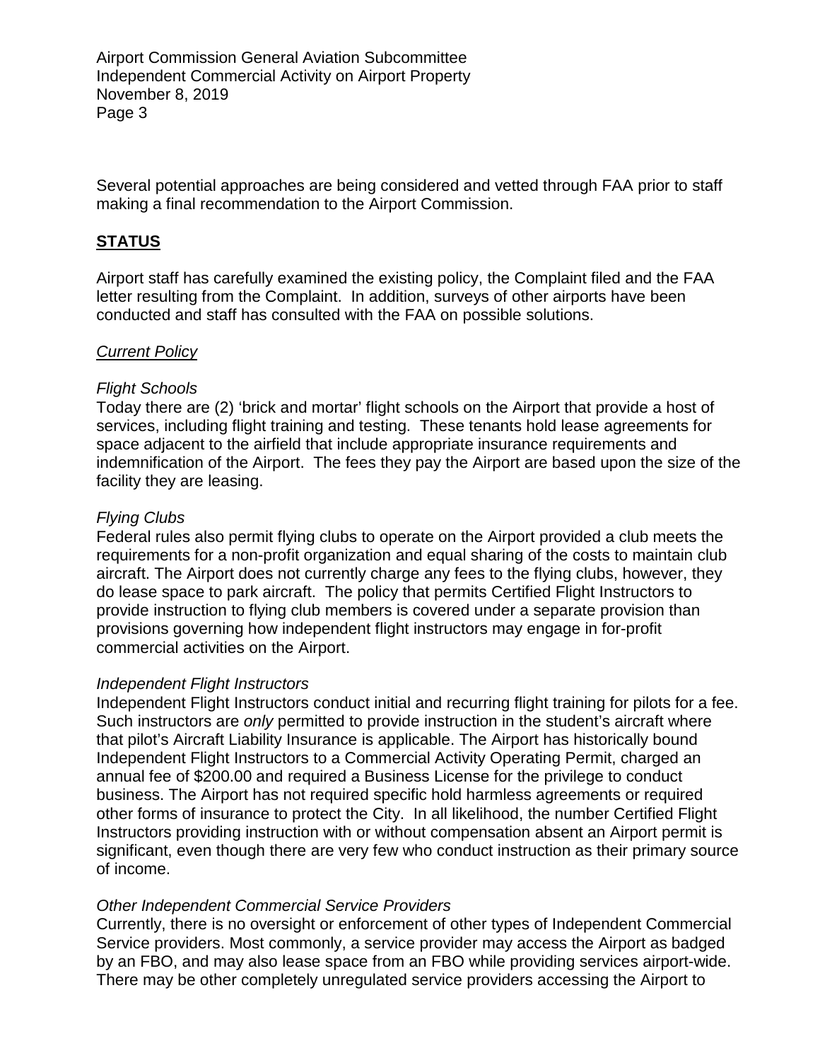Several potential approaches are being considered and vetted through FAA prior to staff making a final recommendation to the Airport Commission.

## **STATUS**

Airport staff has carefully examined the existing policy, the Complaint filed and the FAA letter resulting from the Complaint. In addition, surveys of other airports have been conducted and staff has consulted with the FAA on possible solutions.

*Current Policy*

*Flight Schools*
Today there are (2) 'brick and mortar' flight schools on the Airport that provide a host of services, including flight training and testing. These tenants hold lease agreements for space adjacent to the airfield that include appropriate insurance requirements and indemnification of the Airport. The fees they pay the Airport are based upon the size of the facility they are leasing.

*Flying Clubs*
Federal rules also permit flying clubs to operate on the Airport provided a club meets the requirements for a non-profit organization and equal sharing of the costs to maintain club aircraft. The Airport does not currently charge any fees to the flying clubs, however, they do lease space to park aircraft. The policy that permits Certified Flight Instructors to provide instruction to flying club members is covered under a separate provision than provisions governing how independent flight instructors may engage in for-profit commercial activities on the Airport.

*Independent Flight Instructors*
Independent Flight Instructors conduct initial and recurring flight training for pilots for a fee. Such instructors are *only* permitted to provide instruction in the student's aircraft where that pilot's Aircraft Liability Insurance is applicable. The Airport has historically bound Independent Flight Instructors to a Commercial Activity Operating Permit, charged an annual fee of $200.00 and required a Business License for the privilege to conduct business. The Airport has not required specific hold harmless agreements or required other forms of insurance to protect the City. In all likelihood, the number Certified Flight Instructors providing instruction with or without compensation absent an Airport permit is significant, even though there are very few who conduct instruction as their primary source of income.

*Other Independent Commercial Service Providers*
Currently, there is no oversight or enforcement of other types of Independent Commercial Service providers. Most commonly, a service provider may access the Airport as badged by an FBO, and may also lease space from an FBO while providing services airport-wide. There may be other completely unregulated service providers accessing the Airport to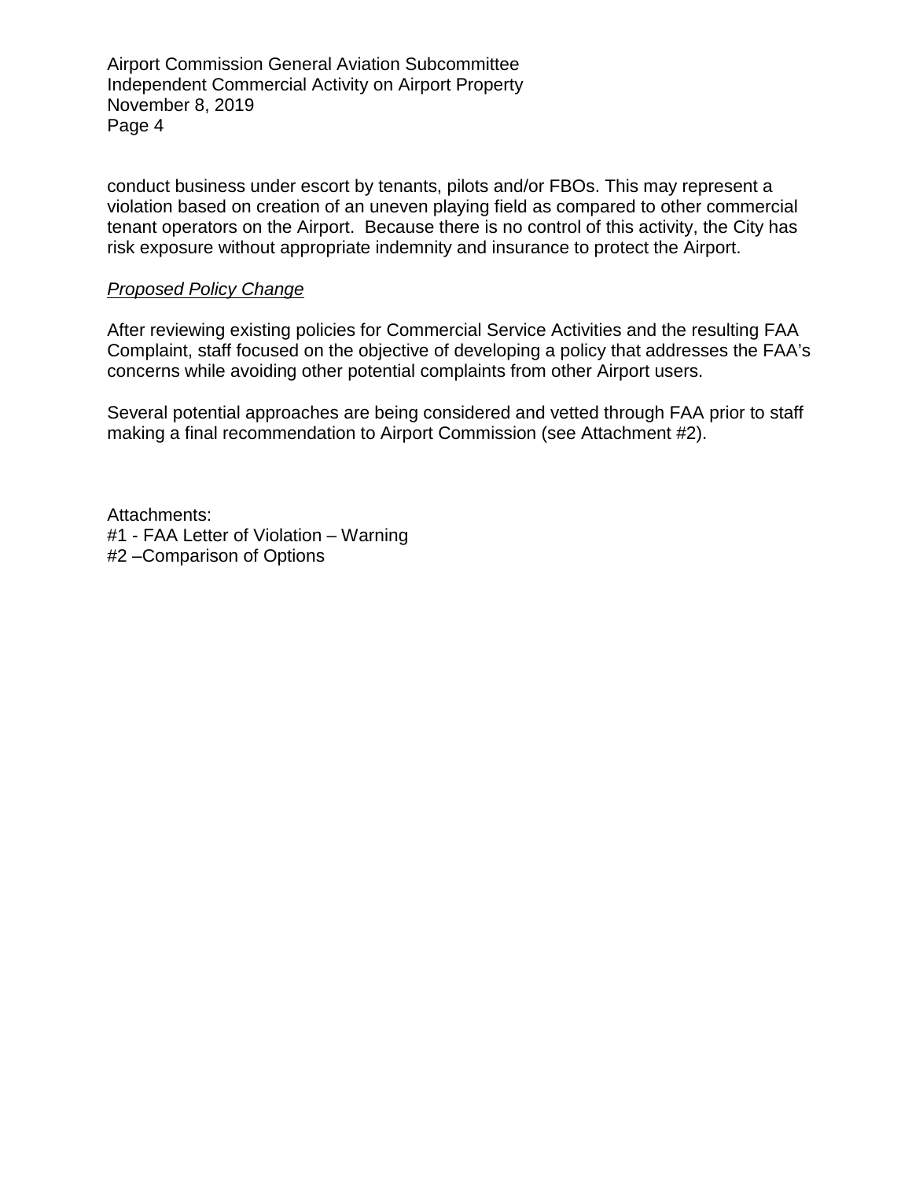conduct business under escort by tenants, pilots and/or FBOs. This may represent a violation based on creation of an uneven playing field as compared to other commercial tenant operators on the Airport. Because there is no control of this activity, the City has risk exposure without appropriate indemnity and insurance to protect the Airport.

*Proposed Policy Change*

After reviewing existing policies for Commercial Service Activities and the resulting FAA Complaint, staff focused on the objective of developing a policy that addresses the FAA's concerns while avoiding other potential complaints from other Airport users.

Several potential approaches are being considered and vetted through FAA prior to staff making a final recommendation to Airport Commission (see Attachment #2).

Attachments:
#1 - FAA Letter of Violation – Warning
#2 –Comparison of Options